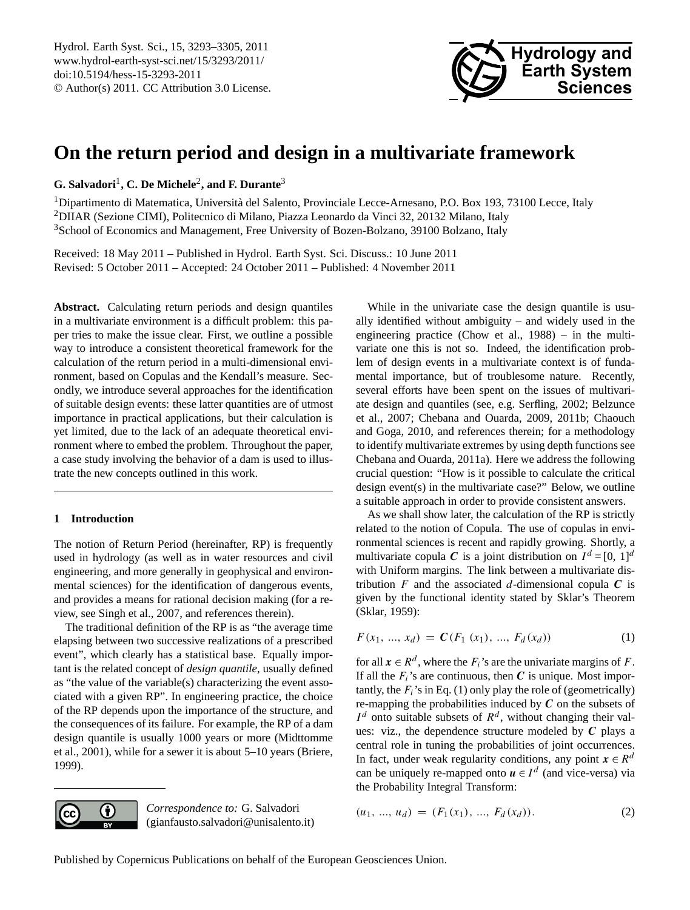# On the return period and design in a multivariate framework

**G. Salvadori[1], C. De Michele[2], and F. Durante[3]**

[1]Dipartimento di Matematica, Università del Salento, Provinciale Lecce-Arnesano, P.O. Box 193, 73100 Lecce, Italy
[2]DIIAR (Sezione CIMI), Politecnico di Milano, Piazza Leonardo da Vinci 32, 20132 Milano, Italy
[3]School of Economics and Management, Free University of Bozen-Bolzano, 39100 Bolzano, Italy

Received: 18 May 2011 – Published in Hydrol. Earth Syst. Sci. Discuss.: 10 June 2011
Revised: 5 October 2011 – Accepted: 24 October 2011 – Published: 4 November 2011

**Abstract.** Calculating return periods and design quantiles in a multivariate environment is a difficult problem: this paper tries to make the issue clear. First, we outline a possible way to introduce a consistent theoretical framework for the calculation of the return period in a multi-dimensional environment, based on Copulas and the Kendall's measure. Secondly, we introduce several approaches for the identification of suitable design events: these latter quantities are of utmost importance in practical applications, but their calculation is yet limited, due to the lack of an adequate theoretical environment where to embed the problem. Throughout the paper, a case study involving the behavior of a dam is used to illustrate the new concepts outlined in this work.

## 1 Introduction

The notion of Return Period (hereinafter, RP) is frequently used in hydrology (as well as in water resources and civil engineering, and more generally in geophysical and environmental sciences) for the identification of dangerous events, and provides a means for rational decision making (for a review, see Singh et al., 2007, and references therein).

The traditional definition of the RP is as "the average time elapsing between two successive realizations of a prescribed event", which clearly has a statistical base. Equally important is the related concept of *design quantile*, usually defined as "the value of the variable(s) characterizing the event associated with a given RP". In engineering practice, the choice of the RP depends upon the importance of the structure, and the consequences of its failure. For example, the RP of a dam design quantile is usually 1000 years or more (Midttomme et al., 2001), while for a sewer it is about 5–10 years (Briere, 1999).

While in the univariate case the design quantile is usually identified without ambiguity – and widely used in the engineering practice (Chow et al., 1988) – in the multivariate one this is not so. Indeed, the identification problem of design events in a multivariate context is of fundamental importance, but of troublesome nature. Recently, several efforts have been spent on the issues of multivariate design and quantiles (see, e.g. Serfling, 2002; Belzunce et al., 2007; Chebana and Ouarda, 2009, 2011b; Chaouch and Goga, 2010, and references therein; for a methodology to identify multivariate extremes by using depth functions see Chebana and Ouarda, 2011a). Here we address the following crucial question: "How is it possible to calculate the critical design event(s) in the multivariate case?" Below, we outline a suitable approach in order to provide consistent answers.

As we shall show later, the calculation of the RP is strictly related to the notion of Copula. The use of copulas in environmental sciences is recent and rapidly growing. Shortly, a multivariate copula $\boldsymbol{C}$ is a joint distribution on $I^d = [0, 1]^d$ with Uniform margins. The link between a multivariate distribution $F$ and the associated $d$-dimensional copula $\boldsymbol{C}$ is given by the functional identity stated by Sklar's Theorem (Sklar, 1959):

$$F(x_1, ..., x_d) = \boldsymbol{C}(F_1(x_1), ..., F_d(x_d)) \tag{1}$$

for all $\boldsymbol{x} \in R^d$, where the $F_i$'s are the univariate margins of $F$. If all the $F_i$'s are continuous, then $\boldsymbol{C}$ is unique. Most importantly, the $F_i$'s in Eq. (1) only play the role of (geometrically) re-mapping the probabilities induced by $\boldsymbol{C}$ on the subsets of $I^d$ onto suitable subsets of $R^d$, without changing their values: viz., the dependence structure modeled by $\boldsymbol{C}$ plays a central role in tuning the probabilities of joint occurrences. In fact, under weak regularity conditions, any point $\boldsymbol{x} \in R^d$ can be uniquely re-mapped onto $\boldsymbol{u} \in I^d$ (and vice-versa) via the Probability Integral Transform:

$$(u_1, ..., u_d) = (F_1(x_1), ..., F_d(x_d)). \tag{2}$$

*Correspondence to:* G. Salvadori (gianfausto.salvadori@unisalento.it)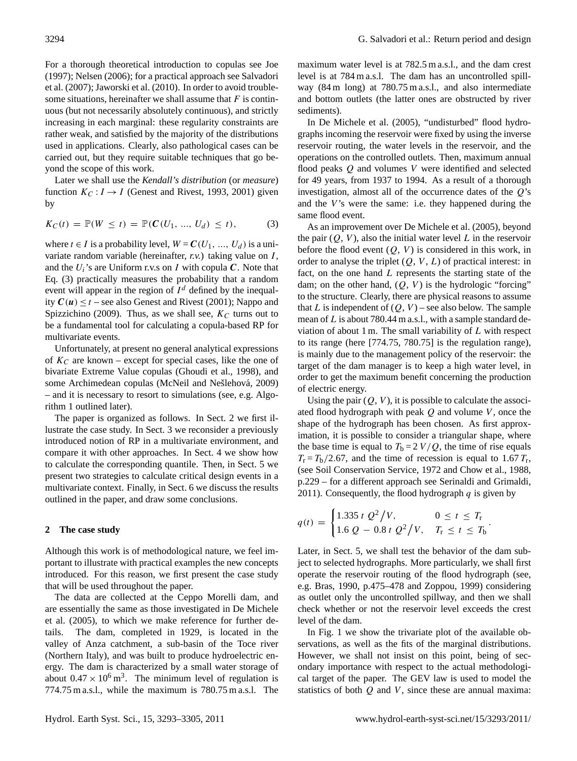For a thorough theoretical introduction to copulas see Joe (1997); Nelsen (2006); for a practical approach see Salvadori et al. (2007); Jaworski et al. (2010). In order to avoid troublesome situations, hereinafter we shall assume that $F$ is continuous (but not necessarily absolutely continuous), and strictly increasing in each marginal: these regularity constraints are rather weak, and satisfied by the majority of the distributions used in applications. Clearly, also pathological cases can be carried out, but they require suitable techniques that go beyond the scope of this work.

Later we shall use the *Kendall's distribution* (or *measure*) function $K_C : I \to I$ (Genest and Rivest, 1993, 2001) given by

$$K_C(t) = \mathbb{P}(W \le t) = \mathbb{P}(\boldsymbol{C}(U_1, \dots, U_d) \le t), \qquad (3)$$

where $t \in I$ is a probability level, $W = \boldsymbol{C}(U_1, \dots, U_d)$ is a univariate random variable (hereinafter, *r.v.*) taking value on $I$, and the $U_i$'s are Uniform r.v.s on $I$ with copula $\boldsymbol{C}$. Note that Eq. (3) practically measures the probability that a random event will appear in the region of $I^d$ defined by the inequality $\boldsymbol{C}(\boldsymbol{u}) \le t$ – see also Genest and Rivest (2001); Nappo and Spizzichino (2009). Thus, as we shall see, $K_C$ turns out to be a fundamental tool for calculating a copula-based RP for multivariate events.

Unfortunately, at present no general analytical expressions of $K_C$ are known – except for special cases, like the one of bivariate Extreme Value copulas (Ghoudi et al., 1998), and some Archimedean copulas (McNeil and Nešlehová, 2009) – and it is necessary to resort to simulations (see, e.g. Algorithm 1 outlined later).

The paper is organized as follows. In Sect. 2 we first illustrate the case study. In Sect. 3 we reconsider a previously introduced notion of RP in a multivariate environment, and compare it with other approaches. In Sect. 4 we show how to calculate the corresponding quantile. Then, in Sect. 5 we present two strategies to calculate critical design events in a multivariate context. Finally, in Sect. 6 we discuss the results outlined in the paper, and draw some conclusions.

## 2 The case study

Although this work is of methodological nature, we feel important to illustrate with practical examples the new concepts introduced. For this reason, we first present the case study that will be used throughout the paper.

The data are collected at the Ceppo Morelli dam, and are essentially the same as those investigated in De Michele et al. (2005), to which we make reference for further details. The dam, completed in 1929, is located in the valley of Anza catchment, a sub-basin of the Toce river (Northern Italy), and was built to produce hydroelectric energy. The dam is characterized by a small water storage of about $0.47 \times 10^6\,\mathrm{m}^3$. The minimum level of regulation is 774.75 m a.s.l., while the maximum is 780.75 m a.s.l. The maximum water level is at 782.5 m a.s.l., and the dam crest level is at 784 m a.s.l. The dam has an uncontrolled spillway (84 m long) at 780.75 m a.s.l., and also intermediate and bottom outlets (the latter ones are obstructed by river sediments).

In De Michele et al. (2005), "undisturbed" flood hydrographs incoming the reservoir were fixed by using the inverse reservoir routing, the water levels in the reservoir, and the operations on the controlled outlets. Then, maximum annual flood peaks $Q$ and volumes $V$ were identified and selected for 49 years, from 1937 to 1994. As a result of a thorough investigation, almost all of the occurrence dates of the $Q$'s and the $V$'s were the same: i.e. they happened during the same flood event.

As an improvement over De Michele et al. (2005), beyond the pair $(Q, V)$, also the initial water level $L$ in the reservoir before the flood event $(Q, V)$ is considered in this work, in order to analyse the triplet $(Q, V, L)$ of practical interest: in fact, on the one hand $L$ represents the starting state of the dam; on the other hand, $(Q, V)$ is the hydrologic "forcing" to the structure. Clearly, there are physical reasons to assume that $L$ is independent of $(Q, V)$ – see also below. The sample mean of $L$ is about 780.44 m a.s.l., with a sample standard deviation of about 1 m. The small variability of $L$ with respect to its range (here [774.75, 780.75] is the regulation range), is mainly due to the management policy of the reservoir: the target of the dam manager is to keep a high water level, in order to get the maximum benefit concerning the production of electric energy.

Using the pair $(Q, V)$, it is possible to calculate the associated flood hydrograph with peak $Q$ and volume $V$, once the shape of the hydrograph has been chosen. As first approximation, it is possible to consider a triangular shape, where the base time is equal to $T_\mathrm{b} = 2\,V/Q$, the time of rise equals $T_\mathrm{r} = T_\mathrm{b}/2.67$, and the time of recession is equal to $1.67\,T_\mathrm{r}$, (see Soil Conservation Service, 1972 and Chow et al., 1988, p.229 – for a different approach see Serinaldi and Grimaldi, 2011). Consequently, the flood hydrograph $q$ is given by

$$q(t) = \begin{cases} 1.335\; t\; Q^2 / V, & 0 \le t \le T_\mathrm{r} \\ 1.6\; Q - 0.8\; t\; Q^2 / V, & T_\mathrm{r} \le t \le T_\mathrm{b} \end{cases}.$$

Later, in Sect. 5, we shall test the behavior of the dam subject to selected hydrographs. More particularly, we shall first operate the reservoir routing of the flood hydrograph (see, e.g. Bras, 1990, p.475–478 and Zoppou, 1999) considering as outlet only the uncontrolled spillway, and then we shall check whether or not the reservoir level exceeds the crest level of the dam.

In Fig. 1 we show the trivariate plot of the available observations, as well as the fits of the marginal distributions. However, we shall not insist on this point, being of secondary importance with respect to the actual methodological target of the paper. The GEV law is used to model the statistics of both $Q$ and $V$, since these are annual maxima: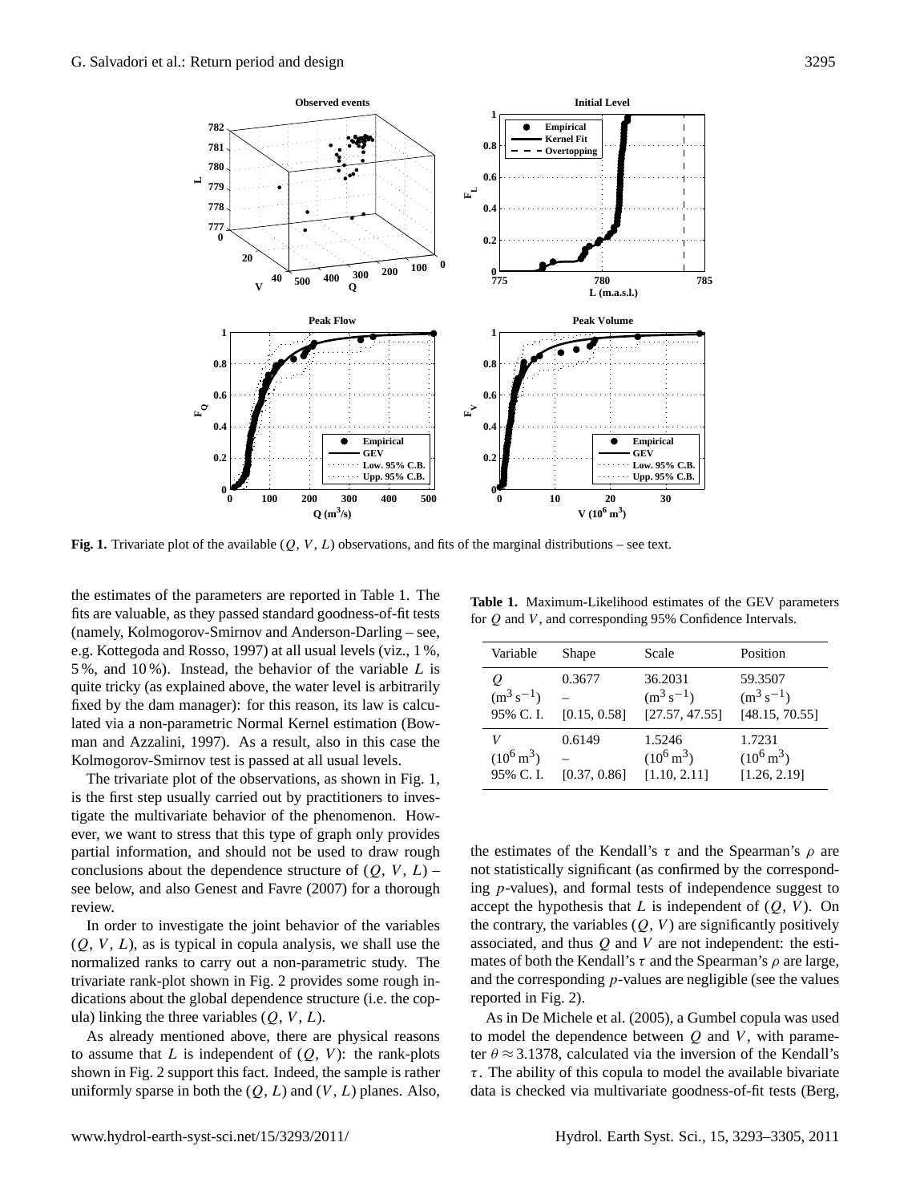**Fig. 1.** Trivariate plot of the available $(Q, V, L)$ observations, and fits of the marginal distributions – see text.

the estimates of the parameters are reported in Table 1. The fits are valuable, as they passed standard goodness-of-fit tests (namely, Kolmogorov-Smirnov and Anderson-Darling – see, e.g. Kottegoda and Rosso, 1997) at all usual levels (viz., 1 %, 5 %, and 10 %). Instead, the behavior of the variable $L$ is quite tricky (as explained above, the water level is arbitrarily fixed by the dam manager): for this reason, its law is calculated via a non-parametric Normal Kernel estimation (Bowman and Azzalini, 1997). As a result, also in this case the Kolmogorov-Smirnov test is passed at all usual levels.

The trivariate plot of the observations, as shown in Fig. 1, is the first step usually carried out by practitioners to investigate the multivariate behavior of the phenomenon. However, we want to stress that this type of graph only provides partial information, and should not be used to draw rough conclusions about the dependence structure of $(Q, V, L)$ – see below, and also Genest and Favre (2007) for a thorough review.

In order to investigate the joint behavior of the variables $(Q, V, L)$, as is typical in copula analysis, we shall use the normalized ranks to carry out a non-parametric study. The trivariate rank-plot shown in Fig. 2 provides some rough indications about the global dependence structure (i.e. the copula) linking the three variables $(Q, V, L)$.

As already mentioned above, there are physical reasons to assume that $L$ is independent of $(Q, V)$: the rank-plots shown in Fig. 2 support this fact. Indeed, the sample is rather uniformly sparse in both the $(Q, L)$ and $(V, L)$ planes. Also,

**Table 1.** Maximum-Likelihood estimates of the GEV parameters for $Q$ and $V$, and corresponding 95% Confidence Intervals.

| Variable | Shape | Scale | Position |
|---|---|---|---|
| $Q$ | 0.3677 | 36.2031 | 59.3507 |
| $(\mathrm{m}^3\,\mathrm{s}^{-1})$ | – | $(\mathrm{m}^3\,\mathrm{s}^{-1})$ | $(\mathrm{m}^3\,\mathrm{s}^{-1})$ |
| 95% C. I. | [0.15, 0.58] | [27.57, 47.55] | [48.15, 70.55] |
| $V$ | 0.6149 | 1.5246 | 1.7231 |
| $(10^6\,\mathrm{m}^3)$ | – | $(10^6\,\mathrm{m}^3)$ | $(10^6\,\mathrm{m}^3)$ |
| 95% C. I. | [0.37, 0.86] | [1.10, 2.11] | [1.26, 2.19] |

the estimates of the Kendall's $\tau$ and the Spearman's $\rho$ are not statistically significant (as confirmed by the corresponding $p$-values), and formal tests of independence suggest to accept the hypothesis that $L$ is independent of $(Q, V)$. On the contrary, the variables $(Q, V)$ are significantly positively associated, and thus $Q$ and $V$ are not independent: the estimates of both the Kendall's $\tau$ and the Spearman's $\rho$ are large, and the corresponding $p$-values are negligible (see the values reported in Fig. 2).

As in De Michele et al. (2005), a Gumbel copula was used to model the dependence between $Q$ and $V$, with parameter $\theta \approx 3.1378$, calculated via the inversion of the Kendall's $\tau$. The ability of this copula to model the available bivariate data is checked via multivariate goodness-of-fit tests (Berg,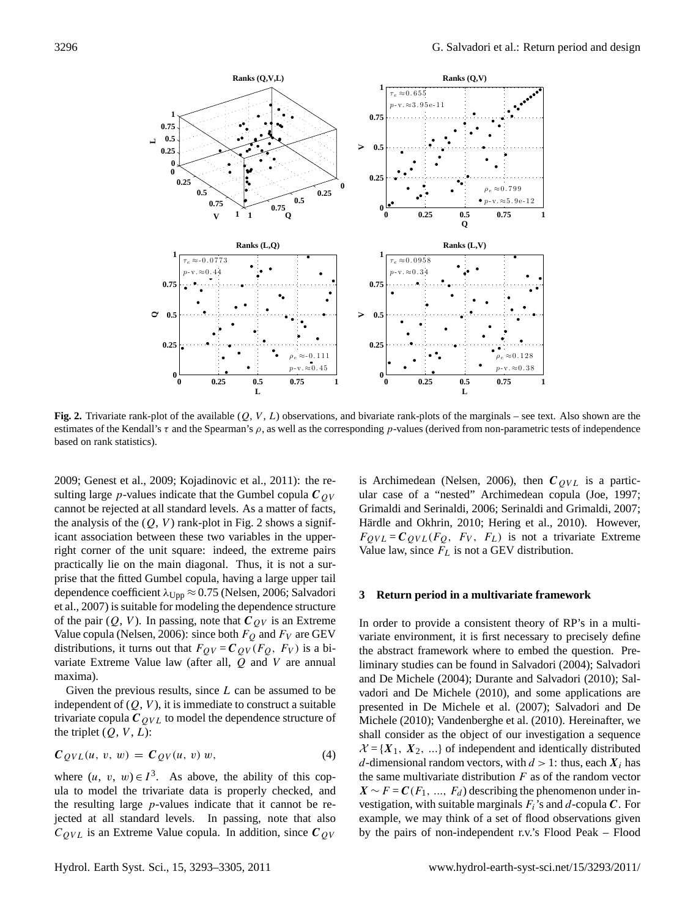**Fig. 2.** Trivariate rank-plot of the available $(Q, V, L)$ observations, and bivariate rank-plots of the marginals – see text. Also shown are the estimates of the Kendall's $\tau$ and the Spearman's $\rho$, as well as the corresponding $p$-values (derived from non-parametric tests of independence based on rank statistics).

2009; Genest et al., 2009; Kojadinovic et al., 2011): the resulting large $p$-values indicate that the Gumbel copula $\boldsymbol{C}_{QV}$ cannot be rejected at all standard levels. As a matter of facts, the analysis of the $(Q, V)$ rank-plot in Fig. 2 shows a significant association between these two variables in the upper-right corner of the unit square: indeed, the extreme pairs practically lie on the main diagonal. Thus, it is not a surprise that the fitted Gumbel copula, having a large upper tail dependence coefficient $\lambda_{\mathrm{Upp}} \approx 0.75$ (Nelsen, 2006; Salvadori et al., 2007) is suitable for modeling the dependence structure of the pair $(Q, V)$. In passing, note that $\boldsymbol{C}_{QV}$ is an Extreme Value copula (Nelsen, 2006): since both $F_Q$ and $F_V$ are GEV distributions, it turns out that $F_{QV} = \boldsymbol{C}_{QV}(F_Q, F_V)$ is a bivariate Extreme Value law (after all, $Q$ and $V$ are annual maxima).

Given the previous results, since $L$ can be assumed to be independent of $(Q, V)$, it is immediate to construct a suitable trivariate copula $\boldsymbol{C}_{QVL}$ to model the dependence structure of the triplet $(Q, V, L)$:

$$\boldsymbol{C}_{QVL}(u, v, w) = \boldsymbol{C}_{QV}(u, v)\, w, \tag{4}$$

where $(u, v, w) \in I^3$. As above, the ability of this copula to model the trivariate data is properly checked, and the resulting large $p$-values indicate that it cannot be rejected at all standard levels. In passing, note that also $C_{QVL}$ is an Extreme Value copula. In addition, since $\boldsymbol{C}_{QV}$ is Archimedean (Nelsen, 2006), then $\boldsymbol{C}_{QVL}$ is a particular case of a "nested" Archimedean copula (Joe, 1997; Grimaldi and Serinaldi, 2006; Serinaldi and Grimaldi, 2007; Härdle and Okhrin, 2010; Hering et al., 2010). However, $F_{QVL} = \boldsymbol{C}_{QVL}(F_Q, F_V, F_L)$ is not a trivariate Extreme Value law, since $F_L$ is not a GEV distribution.

## 3 Return period in a multivariate framework

In order to provide a consistent theory of RP's in a multivariate environment, it is first necessary to precisely define the abstract framework where to embed the question. Preliminary studies can be found in Salvadori (2004); Salvadori and De Michele (2004); Durante and Salvadori (2010); Salvadori and De Michele (2010), and some applications are presented in De Michele et al. (2007); Salvadori and De Michele (2010); Vandenberghe et al. (2010). Hereinafter, we shall consider as the object of our investigation a sequence $\mathcal{X} = \{\boldsymbol{X}_1, \boldsymbol{X}_2, \ldots\}$ of independent and identically distributed $d$-dimensional random vectors, with $d > 1$: thus, each $\boldsymbol{X}_i$ has the same multivariate distribution $F$ as of the random vector $\boldsymbol{X} \sim F = \boldsymbol{C}(F_1, \ldots, F_d)$ describing the phenomenon under investigation, with suitable marginals $F_i$'s and $d$-copula $\boldsymbol{C}$. For example, we may think of a set of flood observations given by the pairs of non-independent r.v.'s Flood Peak – Flood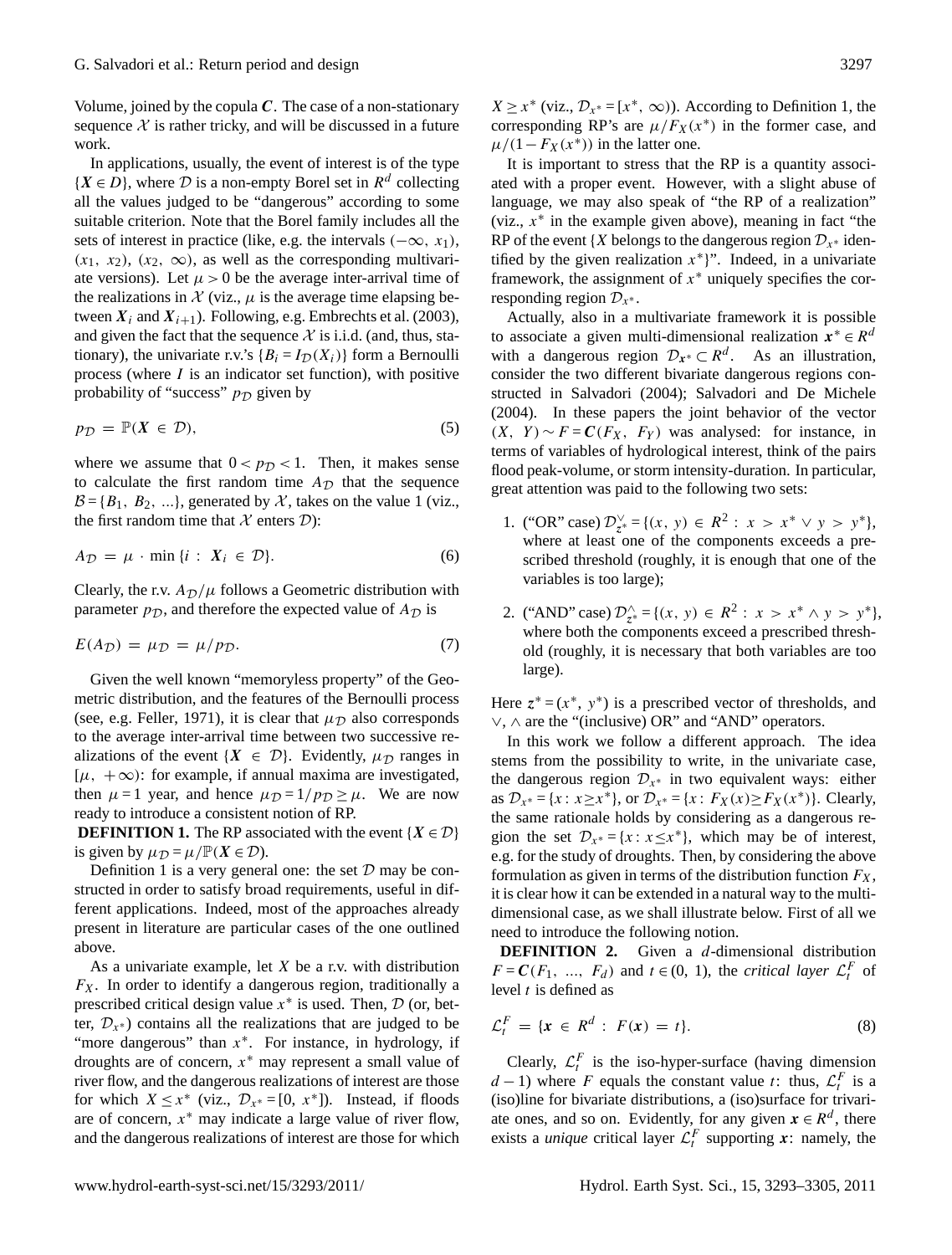Volume, joined by the copula $\boldsymbol{C}$. The case of a non-stationary sequence $\mathcal{X}$ is rather tricky, and will be discussed in a future work.

In applications, usually, the event of interest is of the type $\{\boldsymbol{X} \in D\}$, where $\mathcal{D}$ is a non-empty Borel set in $R^d$ collecting all the values judged to be "dangerous" according to some suitable criterion. Note that the Borel family includes all the sets of interest in practice (like, e.g. the intervals $(-\infty, x_1)$, $(x_1, x_2)$, $(x_2, \infty)$, as well as the corresponding multivariate versions). Let $\mu > 0$ be the average inter-arrival time of the realizations in $\mathcal{X}$ (viz., $\mu$ is the average time elapsing between $\boldsymbol{X}_i$ and $\boldsymbol{X}_{i+1}$). Following, e.g. Embrechts et al. (2003), and given the fact that the sequence $\mathcal{X}$ is i.i.d. (and, thus, stationary), the univariate r.v.'s $\{B_i = I_{\mathcal{D}}(X_i)\}$ form a Bernoulli process (where $I$ is an indicator set function), with positive probability of "success" $p_{\mathcal{D}}$ given by

$$p_{\mathcal{D}} = \mathbb{P}(\boldsymbol{X} \in \mathcal{D}), \tag{5}$$

where we assume that $0 < p_{\mathcal{D}} < 1$. Then, it makes sense to calculate the first random time $A_{\mathcal{D}}$ that the sequence $\mathcal{B} = \{B_1, B_2, \ldots\}$, generated by $\mathcal{X}$, takes on the value 1 (viz., the first random time that $\mathcal{X}$ enters $\mathcal{D}$):

$$A_{\mathcal{D}} = \mu \cdot \min\{i : \boldsymbol{X}_i \in \mathcal{D}\}. \tag{6}$$

Clearly, the r.v. $A_{\mathcal{D}}/\mu$ follows a Geometric distribution with parameter $p_{\mathcal{D}}$, and therefore the expected value of $A_{\mathcal{D}}$ is

$$E(A_{\mathcal{D}}) = \mu_{\mathcal{D}} = \mu / p_{\mathcal{D}}. \tag{7}$$

Given the well known "memoryless property" of the Geometric distribution, and the features of the Bernoulli process (see, e.g. Feller, 1971), it is clear that $\mu_{\mathcal{D}}$ also corresponds to the average inter-arrival time between two successive realizations of the event $\{\boldsymbol{X} \in \mathcal{D}\}$. Evidently, $\mu_{\mathcal{D}}$ ranges in $[\mu, +\infty)$: for example, if annual maxima are investigated, then $\mu = 1$ year, and hence $\mu_{\mathcal{D}} = 1/p_{\mathcal{D}} \geq \mu$. We are now ready to introduce a consistent notion of RP.

**DEFINITION 1.** The RP associated with the event $\{\boldsymbol{X} \in \mathcal{D}\}$ is given by $\mu_{\mathcal{D}} = \mu / \mathbb{P}(\boldsymbol{X} \in \mathcal{D})$.

Definition 1 is a very general one: the set $\mathcal{D}$ may be constructed in order to satisfy broad requirements, useful in different applications. Indeed, most of the approaches already present in literature are particular cases of the one outlined above.

As a univariate example, let $X$ be a r.v. with distribution $F_X$. In order to identify a dangerous region, traditionally a prescribed critical design value $x^*$ is used. Then, $\mathcal{D}$ (or, better, $\mathcal{D}_{x^*}$) contains all the realizations that are judged to be "more dangerous" than $x^*$. For instance, in hydrology, if droughts are of concern, $x^*$ may represent a small value of river flow, and the dangerous realizations of interest are those for which $X \leq x^*$ (viz., $\mathcal{D}_{x^*} = [0, x^*]$). Instead, if floods are of concern, $x^*$ may indicate a large value of river flow, and the dangerous realizations of interest are those for which $X \geq x^*$ (viz., $\mathcal{D}_{x^*} = [x^*, \infty)$). According to Definition 1, the corresponding RP's are $\mu / F_X(x^*)$ in the former case, and $\mu / (1 - F_X(x^*))$ in the latter one.

It is important to stress that the RP is a quantity associated with a proper event. However, with a slight abuse of language, we may also speak of "the RP of a realization" (viz., $x^*$ in the example given above), meaning in fact "the RP of the event $\{X$ belongs to the dangerous region $\mathcal{D}_{x^*}$ identified by the given realization $x^*\}$". Indeed, in a univariate framework, the assignment of $x^*$ uniquely specifies the corresponding region $\mathcal{D}_{x^*}$.

Actually, also in a multivariate framework it is possible to associate a given multi-dimensional realization $\boldsymbol{x}^* \in R^d$ with a dangerous region $\mathcal{D}_{\boldsymbol{x}^*} \subset R^d$. As an illustration, consider the two different bivariate dangerous regions constructed in Salvadori (2004); Salvadori and De Michele (2004). In these papers the joint behavior of the vector $(X, Y) \sim F = \boldsymbol{C}(F_X, F_Y)$ was analysed: for instance, in terms of variables of hydrological interest, think of the pairs flood peak-volume, or storm intensity-duration. In particular, great attention was paid to the following two sets:

1. ("OR" case) $\mathcal{D}^{\vee}_{z^*} = \{(x, y) \in R^2 : x > x^* \vee y > y^*\}$, where at least one of the components exceeds a prescribed threshold (roughly, it is enough that one of the variables is too large);

2. ("AND" case) $\mathcal{D}^{\wedge}_{z^*} = \{(x, y) \in R^2 : x > x^* \wedge y > y^*\}$, where both the components exceed a prescribed threshold (roughly, it is necessary that both variables are too large).

Here $z^* = (x^*, y^*)$ is a prescribed vector of thresholds, and $\vee, \wedge$ are the "(inclusive) OR" and "AND" operators.

In this work we follow a different approach. The idea stems from the possibility to write, in the univariate case, the dangerous region $\mathcal{D}_{x^*}$ in two equivalent ways: either as $\mathcal{D}_{x^*} = \{x : x \geq x^*\}$, or $\mathcal{D}_{x^*} = \{x : F_X(x) \geq F_X(x^*)\}$. Clearly, the same rationale holds by considering as a dangerous region the set $\mathcal{D}_{x^*} = \{x : x \leq x^*\}$, which may be of interest, e.g. for the study of droughts. Then, by considering the above formulation as given in terms of the distribution function $F_X$, it is clear how it can be extended in a natural way to the multidimensional case, as we shall illustrate below. First of all we need to introduce the following notion.

**DEFINITION 2.** Given a $d$-dimensional distribution $F = \boldsymbol{C}(F_1, \ldots, F_d)$ and $t \in (0, 1)$, the *critical layer* $\mathcal{L}^F_t$ of level $t$ is defined as

$$\mathcal{L}^F_t = \{\boldsymbol{x} \in R^d : F(\boldsymbol{x}) = t\}. \tag{8}$$

Clearly, $\mathcal{L}^F_t$ is the iso-hyper-surface (having dimension $d-1$) where $F$ equals the constant value $t$: thus, $\mathcal{L}^F_t$ is a (iso)line for bivariate distributions, a (iso)surface for trivariate ones, and so on. Evidently, for any given $\boldsymbol{x} \in R^d$, there exists a *unique* critical layer $\mathcal{L}^F_t$ supporting $\boldsymbol{x}$: namely, the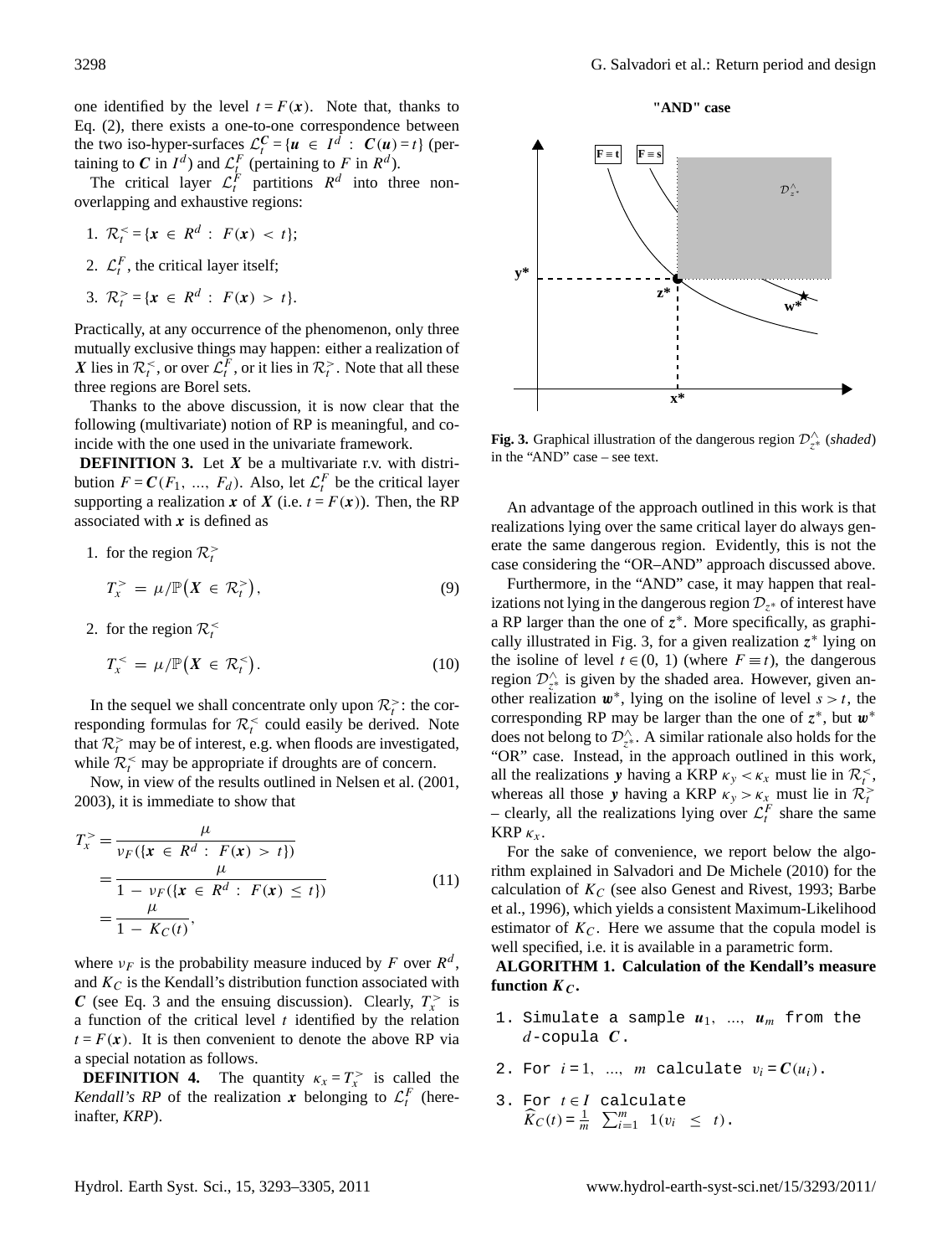one identified by the level $t = F(\boldsymbol{x})$. Note that, thanks to Eq. (2), there exists a one-to-one correspondence between the two iso-hyper-surfaces $\mathcal{L}_t^{\boldsymbol{C}} = \{\boldsymbol{u} \in I^d : \boldsymbol{C}(\boldsymbol{u}) = t\}$ (pertaining to $\boldsymbol{C}$ in $I^d$) and $\mathcal{L}_t^F$ (pertaining to $F$ in $R^d$).

The critical layer $\mathcal{L}_t^F$ partitions $R^d$ into three non-overlapping and exhaustive regions:

1. $\mathcal{R}_t^< = \{\boldsymbol{x} \in R^d : F(\boldsymbol{x}) < t\}$;
2. $\mathcal{L}_t^F$, the critical layer itself;
3. $\mathcal{R}_t^> = \{\boldsymbol{x} \in R^d : F(\boldsymbol{x}) > t\}$.

Practically, at any occurrence of the phenomenon, only three mutually exclusive things may happen: either a realization of $\boldsymbol{X}$ lies in $\mathcal{R}_t^<$, or over $\mathcal{L}_t^F$, or it lies in $\mathcal{R}_t^>$. Note that all these three regions are Borel sets.

Thanks to the above discussion, it is now clear that the following (multivariate) notion of RP is meaningful, and coincide with the one used in the univariate framework.

**DEFINITION 3.** Let $\boldsymbol{X}$ be a multivariate r.v. with distribution $F = \boldsymbol{C}(F_1, \ldots, F_d)$. Also, let $\mathcal{L}_t^F$ be the critical layer supporting a realization $\boldsymbol{x}$ of $\boldsymbol{X}$ (i.e. $t = F(\boldsymbol{x})$). Then, the RP associated with $\boldsymbol{x}$ is defined as

1. for the region $\mathcal{R}_t^>$

$$T_x^> = \mu / \mathbb{P}\left(\boldsymbol{X} \in \mathcal{R}_t^>\right), \tag{9}$$

2. for the region $\mathcal{R}_t^<$

$$T_x^< = \mu / \mathbb{P}\left(\boldsymbol{X} \in \mathcal{R}_t^<\right). \tag{10}$$

In the sequel we shall concentrate only upon $\mathcal{R}_t^>$: the corresponding formulas for $\mathcal{R}_t^<$ could easily be derived. Note that $\mathcal{R}_t^>$ may be of interest, e.g. when floods are investigated, while $\mathcal{R}_t^<$ may be appropriate if droughts are of concern.

Now, in view of the results outlined in Nelsen et al. (2001, 2003), it is immediate to show that

$$\begin{aligned} T_x^> &= \frac{\mu}{\nu_F(\{\boldsymbol{x} \in R^d : F(\boldsymbol{x}) > t\})} \\ &= \frac{\mu}{1 - \nu_F(\{\boldsymbol{x} \in R^d : F(\boldsymbol{x}) \leq t\})} \\ &= \frac{\mu}{1 - K_C(t)}, \end{aligned} \tag{11}$$

where $\nu_F$ is the probability measure induced by $F$ over $R^d$, and $K_C$ is the Kendall's distribution function associated with $\boldsymbol{C}$ (see Eq. 3 and the ensuing discussion). Clearly, $T_x^>$ is a function of the critical level $t$ identified by the relation $t = F(\boldsymbol{x})$. It is then convenient to denote the above RP via a special notation as follows.

**DEFINITION 4.** The quantity $\kappa_x = T_x^>$ is called the *Kendall's RP* of the realization $\boldsymbol{x}$ belonging to $\mathcal{L}_t^F$ (hereinafter, *KRP*).

Fig. 3. Graphical illustration of the dangerous region $\mathcal{D}_{z^*}^{\wedge}$ (*shaded*) in the "AND" case – see text.

An advantage of the approach outlined in this work is that realizations lying over the same critical layer do always generate the same dangerous region. Evidently, this is not the case considering the "OR–AND" approach discussed above.

Furthermore, in the "AND" case, it may happen that realizations not lying in the dangerous region $\mathcal{D}_{z^*}$ of interest have a RP larger than the one of $\boldsymbol{z}^*$. More specifically, as graphically illustrated in Fig. 3, for a given realization $\boldsymbol{z}^*$ lying on the isoline of level $t \in (0, 1)$ (where $F \equiv t$), the dangerous region $\mathcal{D}_{z^*}^{\wedge}$ is given by the shaded area. However, given another realization $\boldsymbol{w}^*$, lying on the isoline of level $s > t$, the corresponding RP may be larger than the one of $\boldsymbol{z}^*$, but $\boldsymbol{w}^*$ does not belong to $\mathcal{D}_{z^*}^{\wedge}$. A similar rationale also holds for the "OR" case. Instead, in the approach outlined in this work, all the realizations $\boldsymbol{y}$ having a KRP $\kappa_y < \kappa_x$ must lie in $\mathcal{R}_t^<$, whereas all those $\boldsymbol{y}$ having a KRP $\kappa_y > \kappa_x$ must lie in $\mathcal{R}_t^>$ – clearly, all the realizations lying over $\mathcal{L}_t^F$ share the same KRP $\kappa_x$.

For the sake of convenience, we report below the algorithm explained in Salvadori and De Michele (2010) for the calculation of $K_C$ (see also Genest and Rivest, 1993; Barbe et al., 1996), which yields a consistent Maximum-Likelihood estimator of $K_C$. Here we assume that the copula model is well specified, i.e. it is available in a parametric form.

**ALGORITHM 1. Calculation of the Kendall's measure function $\boldsymbol{K_C}$.**

1. Simulate a sample $\boldsymbol{u}_1, \ldots, \boldsymbol{u}_m$ from the $d$-copula $\boldsymbol{C}$.
2. For $i = 1, \ldots, m$ calculate $v_i = \boldsymbol{C}(\boldsymbol{u}_i)$.
3. For $t \in I$ calculate $\widehat{K}_C(t) = \frac{1}{m} \sum_{i=1}^m \mathbf{1}(v_i \leq t)$.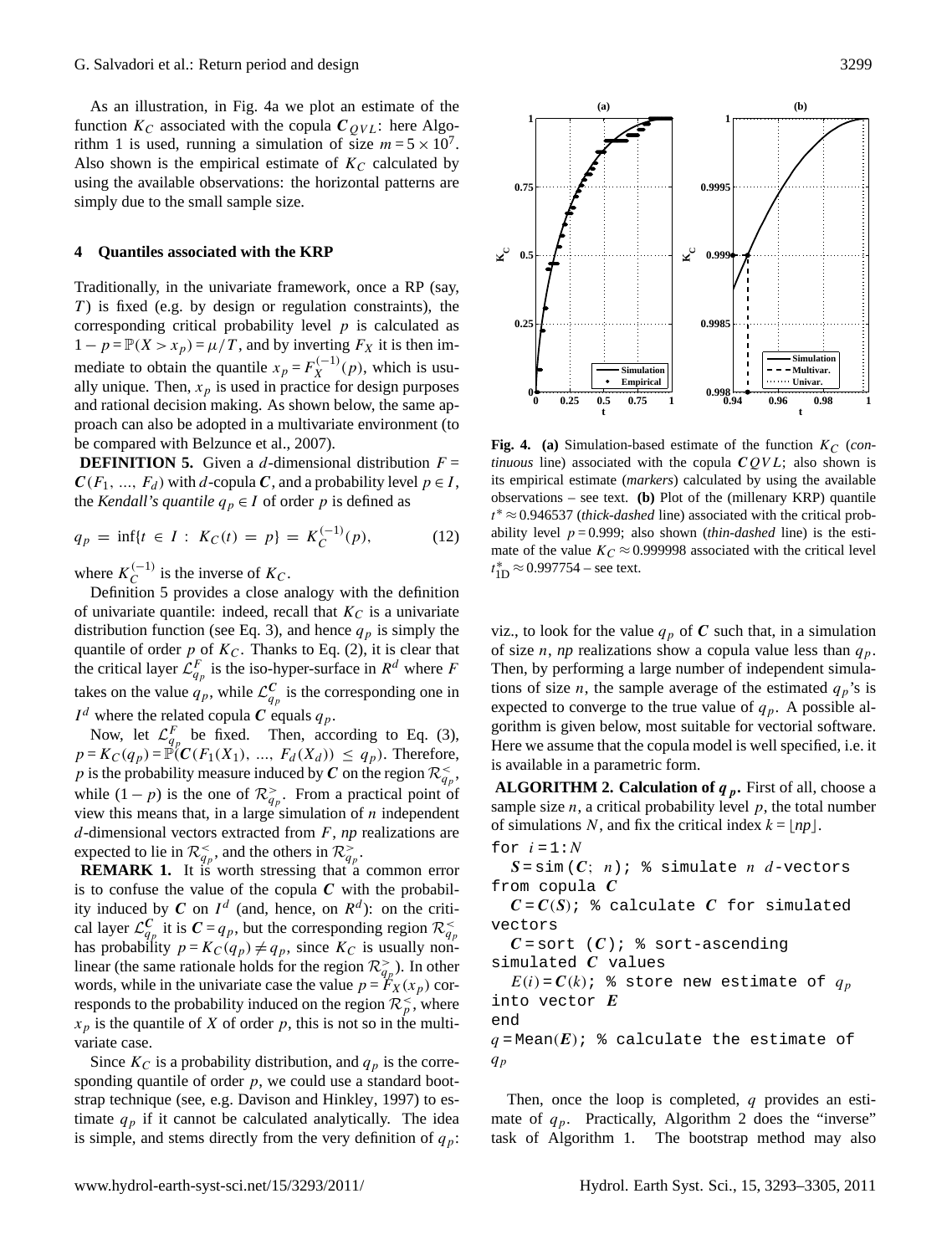As an illustration, in Fig. 4a we plot an estimate of the function $K_C$ associated with the copula $\boldsymbol{C}_{QVL}$: here Algorithm 1 is used, running a simulation of size $m = 5 \times 10^7$. Also shown is the empirical estimate of $K_C$ calculated by using the available observations: the horizontal patterns are simply due to the small sample size.

## 4 Quantiles associated with the KRP

Traditionally, in the univariate framework, once a RP (say, $T$) is fixed (e.g. by design or regulation constraints), the corresponding critical probability level $p$ is calculated as $1 - p = \mathbb{P}(X > x_p) = \mu/T$, and by inverting $F_X$ it is then immediate to obtain the quantile $x_p = F_X^{(-1)}(p)$, which is usually unique. Then, $x_p$ is used in practice for design purposes and rational decision making. As shown below, the same approach can also be adopted in a multivariate environment (to be compared with Belzunce et al., 2007).

**DEFINITION 5.** Given a $d$-dimensional distribution $F = \boldsymbol{C}(F_1, \ldots, F_d)$ with $d$-copula $\boldsymbol{C}$, and a probability level $p \in I$, the *Kendall's quantile* $q_p \in I$ of order $p$ is defined as

$$q_p = \inf\{t \in I : K_C(t) = p\} = K_C^{(-1)}(p), \tag{12}$$

where $K_C^{(-1)}$ is the inverse of $K_C$.

Definition 5 provides a close analogy with the definition of univariate quantile: indeed, recall that $K_C$ is a univariate distribution function (see Eq. 3), and hence $q_p$ is simply the quantile of order $p$ of $K_C$. Thanks to Eq. (2), it is clear that the critical layer $\mathcal{L}_{q_p}^F$ is the iso-hyper-surface in $R^d$ where $F$ takes on the value $q_p$, while $\mathcal{L}_{q_p}^{\boldsymbol{C}}$ is the corresponding one in $I^d$ where the related copula $\boldsymbol{C}$ equals $q_p$.

Now, let $\mathcal{L}_{q_p}^F$ be fixed. Then, according to Eq. (3), $p = K_C(q_p) = \mathbb{P}(\boldsymbol{C}(F_1(X_1), \ldots, F_d(X_d)) \le q_p)$. Therefore, $p$ is the probability measure induced by $\boldsymbol{C}$ on the region $\mathcal{R}_{q_p}^<$, while $(1-p)$ is the one of $\mathcal{R}_{q_p}^>$. From a practical point of view this means that, in a large simulation of $n$ independent $d$-dimensional vectors extracted from $F$, $np$ realizations are expected to lie in $\mathcal{R}_{q_p}^<$, and the others in $\mathcal{R}_{q_p}^>$.

**REMARK 1.** It is worth stressing that a common error is to confuse the value of the copula $\boldsymbol{C}$ with the probability induced by $\boldsymbol{C}$ on $I^d$ (and, hence, on $R^d$): on the critical layer $\mathcal{L}_{q_p}^{\boldsymbol{C}}$ it is $\boldsymbol{C} = q_p$, but the corresponding region $\mathcal{R}_{q_p}^<$ has probability $p = K_C(q_p) \neq q_p$, since $K_C$ is usually non-linear (the same rationale holds for the region $\mathcal{R}_{q_p}^>$). In other words, while in the univariate case the value $p = F_X(x_p)$ corresponds to the probability induced on the region $\mathcal{R}_p^<$, where $x_p$ is the quantile of $X$ of order $p$, this is not so in the multivariate case.

Since $K_C$ is a probability distribution, and $q_p$ is the corresponding quantile of order $p$, we could use a standard bootstrap technique (see, e.g. Davison and Hinkley, 1997) to estimate $q_p$ if it cannot be calculated analytically. The idea is simple, and stems directly from the very definition of $q_p$: viz., to look for the value $q_p$ of $\boldsymbol{C}$ such that, in a simulation of size $n$, $np$ realizations show a copula value less than $q_p$. Then, by performing a large number of independent simulations of size $n$, the sample average of the estimated $q_p$'s is expected to converge to the true value of $q_p$. A possible algorithm is given below, most suitable for vectorial software. Here we assume that the copula model is well specified, i.e. it is available in a parametric form.

**Fig. 4. (a)** Simulation-based estimate of the function $K_C$ (*continuous* line) associated with the copula $\boldsymbol{C}QVL$; also shown is its empirical estimate (*markers*) calculated by using the available observations – see text. **(b)** Plot of the (millenary KRP) quantile $t^* \approx 0.946537$ (*thick-dashed* line) associated with the critical probability level $p = 0.999$; also shown (*thin-dashed* line) is the estimate of the value $K_C \approx 0.999998$ associated with the critical level $t_{1D}^* \approx 0.997754$ – see text.

**ALGORITHM 2. Calculation of $q_p$.** First of all, choose a sample size $n$, a critical probability level $p$, the total number of simulations $N$, and fix the critical index $k = \lfloor np \rfloor$.

```
for i=1:N
  S=sim(C; n); % simulate n d-vectors from copula C
  C=C(S); % calculate C for simulated vectors
  C=sort(C); % sort-ascending simulated C values
  E(i)=C(k); % store new estimate of q_p into vector E
end
q=Mean(E); % calculate the estimate of q_p
```

Then, once the loop is completed, $q$ provides an estimate of $q_p$. Practically, Algorithm 2 does the "inverse" task of Algorithm 1. The bootstrap method may also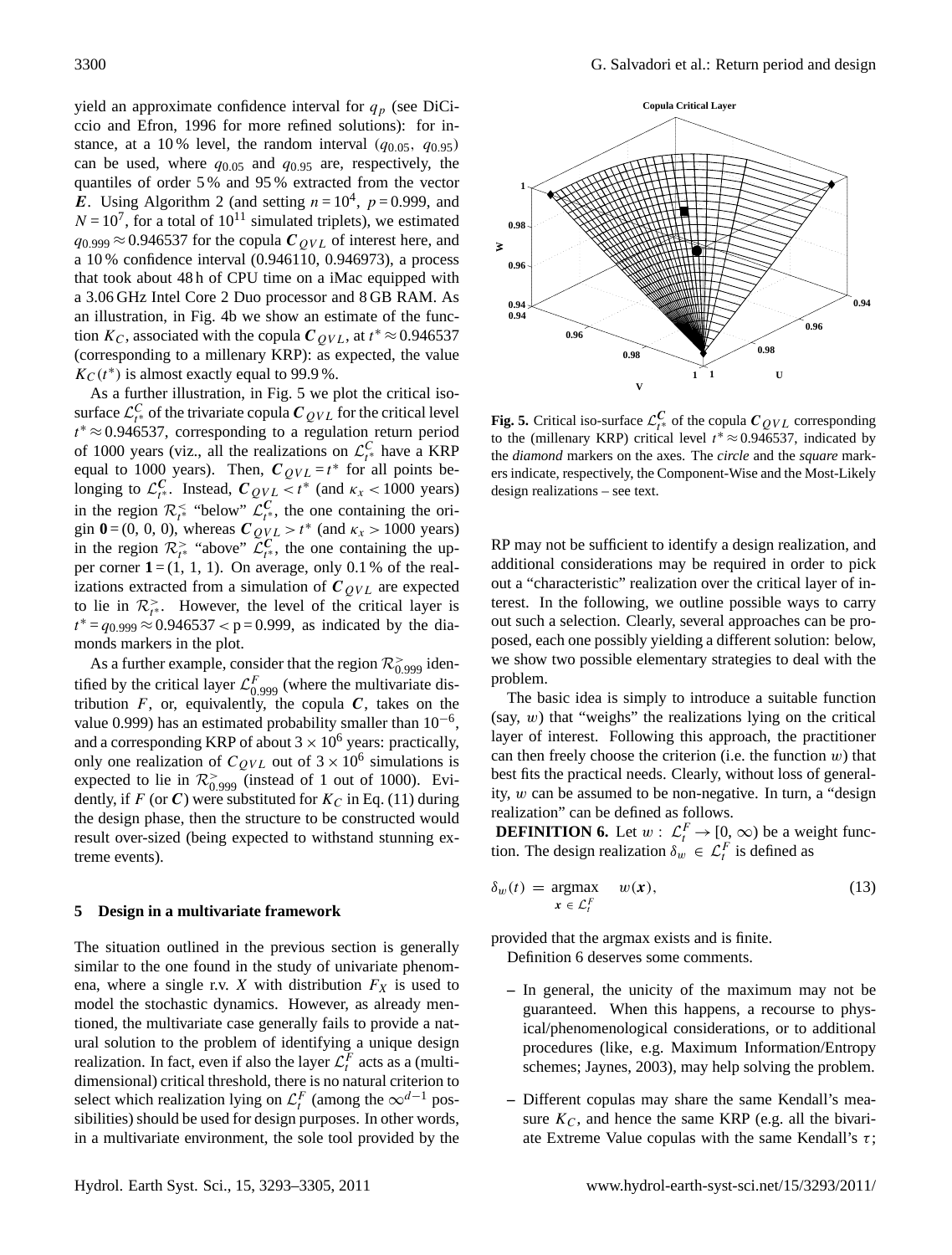yield an approximate confidence interval for $q_p$ (see DiCiccio and Efron, 1996 for more refined solutions): for instance, at a 10 % level, the random interval $(q_{0.05}, q_{0.95})$ can be used, where $q_{0.05}$ and $q_{0.95}$ are, respectively, the quantiles of order 5 % and 95 % extracted from the vector $\boldsymbol{E}$. Using Algorithm 2 (and setting $n = 10^4$, $p = 0.999$, and $N = 10^7$, for a total of $10^{11}$ simulated triplets), we estimated $q_{0.999} \approx 0.946537$ for the copula $\boldsymbol{C}_{QVL}$ of interest here, and a 10 % confidence interval (0.946110, 0.946973), a process that took about 48 h of CPU time on a iMac equipped with a 3.06 GHz Intel Core 2 Duo processor and 8 GB RAM. As an illustration, in Fig. 4b we show an estimate of the function $K_C$, associated with the copula $\boldsymbol{C}_{QVL}$, at $t^* \approx 0.946537$ (corresponding to a millenary KRP): as expected, the value $K_C(t^*)$ is almost exactly equal to 99.9 %.

As a further illustration, in Fig. 5 we plot the critical iso-surface $\mathcal{L}^C_{t^*}$ of the trivariate copula $\boldsymbol{C}_{QVL}$ for the critical level $t^* \approx 0.946537$, corresponding to a regulation return period of 1000 years (viz., all the realizations on $\mathcal{L}^C_{t^*}$ have a KRP equal to 1000 years). Then, $\boldsymbol{C}_{QVL} = t^*$ for all points belonging to $\mathcal{L}^{\boldsymbol{C}}_{t^*}$. Instead, $\boldsymbol{C}_{QVL} < t^*$ (and $\kappa_x < 1000$ years) in the region $\mathcal{R}^<_{t^*}$ "below" $\mathcal{L}^{\boldsymbol{C}}_{t^*}$, the one containing the origin $\mathbf{0} = (0, 0, 0)$, whereas $\boldsymbol{C}_{QVL} > t^*$ (and $\kappa_x > 1000$ years) in the region $\mathcal{R}^>_{t^*}$ "above" $\mathcal{L}^{\boldsymbol{C}}_{t^*}$, the one containing the upper corner $\mathbf{1} = (1, 1, 1)$. On average, only 0.1 % of the realizations extracted from a simulation of $\boldsymbol{C}_{QVL}$ are expected to lie in $\mathcal{R}^>_{t^*}$. However, the level of the critical layer is $t^* = q_{0.999} \approx 0.946537 < \text{p} = 0.999$, as indicated by the diamonds markers in the plot.

As a further example, consider that the region $\mathcal{R}^>_{0.999}$ identified by the critical layer $\mathcal{L}^F_{0.999}$ (where the multivariate distribution $F$, or, equivalently, the copula $\boldsymbol{C}$, takes on the value 0.999) has an estimated probability smaller than $10^{-6}$, and a corresponding KRP of about $3 \times 10^6$ years: practically, only one realization of $C_{QVL}$ out of $3 \times 10^6$ simulations is expected to lie in $\mathcal{R}^>_{0.999}$ (instead of 1 out of 1000). Evidently, if $F$ (or $\boldsymbol{C}$) were substituted for $K_C$ in Eq. (11) during the design phase, then the structure to be constructed would result over-sized (being expected to withstand stunning extreme events).

## 5 Design in a multivariate framework

The situation outlined in the previous section is generally similar to the one found in the study of univariate phenomena, where a single r.v. $X$ with distribution $F_X$ is used to model the stochastic dynamics. However, as already mentioned, the multivariate case generally fails to provide a natural solution to the problem of identifying a unique design realization. In fact, even if also the layer $\mathcal{L}^F_t$ acts as a (multi-dimensional) critical threshold, there is no natural criterion to select which realization lying on $\mathcal{L}^F_t$ (among the $\infty^{d-1}$ possibilities) should be used for design purposes. In other words, in a multivariate environment, the sole tool provided by the RP may not be sufficient to identify a design realization, and additional considerations may be required in order to pick out a "characteristic" realization over the critical layer of interest. In the following, we outline possible ways to carry out such a selection. Clearly, several approaches can be proposed, each one possibly yielding a different solution: below, we show two possible elementary strategies to deal with the problem.

**Fig. 5.** Critical iso-surface $\mathcal{L}^{\boldsymbol{C}}_{t^*}$ of the copula $\boldsymbol{C}_{QVL}$ corresponding to the (millenary KRP) critical level $t^* \approx 0.946537$, indicated by the *diamond* markers on the axes. The *circle* and the *square* markers indicate, respectively, the Component-Wise and the Most-Likely design realizations – see text.

The basic idea is simply to introduce a suitable function (say, $w$) that "weighs" the realizations lying on the critical layer of interest. Following this approach, the practitioner can then freely choose the criterion (i.e. the function $w$) that best fits the practical needs. Clearly, without loss of generality, $w$ can be assumed to be non-negative. In turn, a "design realization" can be defined as follows.

**DEFINITION 6.** Let $w : \mathcal{L}^F_t \to [0, \infty)$ be a weight function. The design realization $\delta_w \in \mathcal{L}^F_t$ is defined as

$$\delta_w(t) = \underset{\boldsymbol{x} \in \mathcal{L}^F_t}{\operatorname{argmax}} \quad w(\boldsymbol{x}), \tag{13}$$

provided that the argmax exists and is finite.

Definition 6 deserves some comments.

- In general, the unicity of the maximum may not be guaranteed. When this happens, a recourse to physical/phenomenological considerations, or to additional procedures (like, e.g. Maximum Information/Entropy schemes; Jaynes, 2003), may help solving the problem.
- Different copulas may share the same Kendall's measure $K_C$, and hence the same KRP (e.g. all the bivariate Extreme Value copulas with the same Kendall's $\tau$;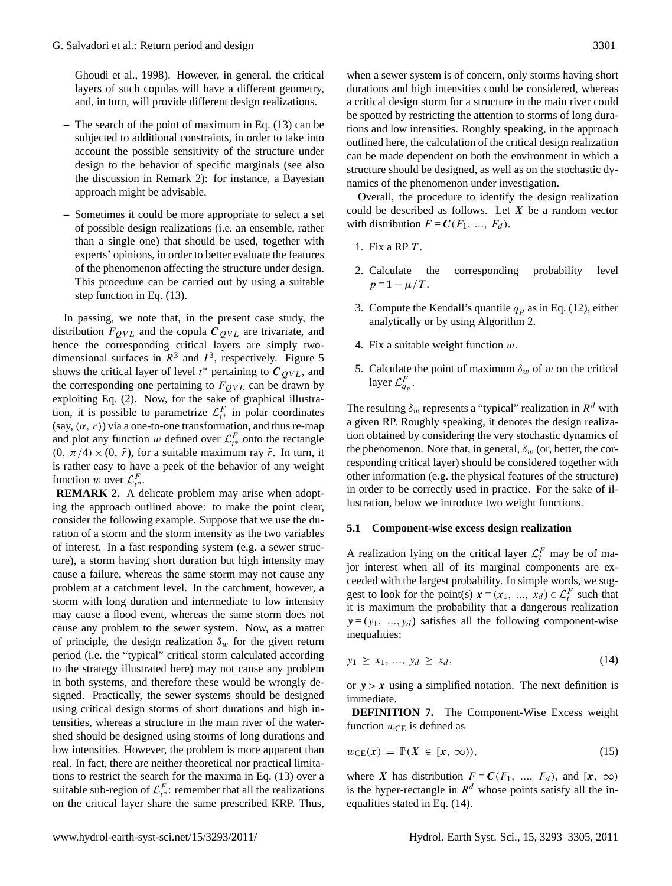Ghoudi et al., 1998). However, in general, the critical layers of such copulas will have a different geometry, and, in turn, will provide different design realizations.

- The search of the point of maximum in Eq. (13) can be subjected to additional constraints, in order to take into account the possible sensitivity of the structure under design to the behavior of specific marginals (see also the discussion in Remark 2): for instance, a Bayesian approach might be advisable.

- Sometimes it could be more appropriate to select a set of possible design realizations (i.e. an ensemble, rather than a single one) that should be used, together with experts' opinions, in order to better evaluate the features of the phenomenon affecting the structure under design. This procedure can be carried out by using a suitable step function in Eq. (13).

In passing, we note that, in the present case study, the distribution $F_{QVL}$ and the copula $\boldsymbol{C}_{QVL}$ are trivariate, and hence the corresponding critical layers are simply two-dimensional surfaces in $R^3$ and $I^3$, respectively. Figure 5 shows the critical layer of level $t^*$ pertaining to $\boldsymbol{C}_{QVL}$, and the corresponding one pertaining to $F_{QVL}$ can be drawn by exploiting Eq. (2). Now, for the sake of graphical illustration, it is possible to parametrize $\mathcal{L}_{t^*}^F$ in polar coordinates (say, $(\alpha, r)$) via a one-to-one transformation, and thus re-map and plot any function $w$ defined over $\mathcal{L}_{t^*}^F$ onto the rectangle $(0, \pi/4) \times (0, \tilde{r})$, for a suitable maximum ray $\tilde{r}$. In turn, it is rather easy to have a peek of the behavior of any weight function $w$ over $\mathcal{L}_{t^*}^F$.

**REMARK 2.** A delicate problem may arise when adopting the approach outlined above: to make the point clear, consider the following example. Suppose that we use the duration of a storm and the storm intensity as the two variables of interest. In a fast responding system (e.g. a sewer structure), a storm having short duration but high intensity may cause a failure, whereas the same storm may not cause any problem at a catchment level. In the catchment, however, a storm with long duration and intermediate to low intensity may cause a flood event, whereas the same storm does not cause any problem to the sewer system. Now, as a matter of principle, the design realization $\delta_w$ for the given return period (i.e. the "typical" critical storm calculated according to the strategy illustrated here) may not cause any problem in both systems, and therefore these would be wrongly designed. Practically, the sewer systems should be designed using critical design storms of short durations and high intensities, whereas a structure in the main river of the watershed should be designed using storms of long durations and low intensities. However, the problem is more apparent than real. In fact, there are neither theoretical nor practical limitations to restrict the search for the maxima in Eq. (13) over a suitable sub-region of $\mathcal{L}_{t^*}^F$: remember that all the realizations on the critical layer share the same prescribed KRP. Thus, when a sewer system is of concern, only storms having short durations and high intensities could be considered, whereas a critical design storm for a structure in the main river could be spotted by restricting the attention to storms of long durations and low intensities. Roughly speaking, in the approach outlined here, the calculation of the critical design realization can be made dependent on both the environment in which a structure should be designed, as well as on the stochastic dynamics of the phenomenon under investigation.

Overall, the procedure to identify the design realization could be described as follows. Let $\boldsymbol{X}$ be a random vector with distribution $F = \boldsymbol{C}(F_1, \ldots, F_d)$.

1. Fix a RP $T$.
2. Calculate the corresponding probability level $p = 1 - \mu/T$.
3. Compute the Kendall's quantile $q_p$ as in Eq. (12), either analytically or by using Algorithm 2.
4. Fix a suitable weight function $w$.
5. Calculate the point of maximum $\delta_w$ of $w$ on the critical layer $\mathcal{L}_{q_p}^F$.

The resulting $\delta_w$ represents a "typical" realization in $R^d$ with a given RP. Roughly speaking, it denotes the design realization obtained by considering the very stochastic dynamics of the phenomenon. Note that, in general, $\delta_w$ (or, better, the corresponding critical layer) should be considered together with other information (e.g. the physical features of the structure) in order to be correctly used in practice. For the sake of illustration, below we introduce two weight functions.

### 5.1 Component-wise excess design realization

A realization lying on the critical layer $\mathcal{L}_t^F$ may be of major interest when all of its marginal components are exceeded with the largest probability. In simple words, we suggest to look for the point(s) $\boldsymbol{x} = (x_1, \ldots, x_d) \in \mathcal{L}_t^F$ such that it is maximum the probability that a dangerous realization $\boldsymbol{y} = (y_1, \ldots, y_d)$ satisfies all the following component-wise inequalities:

$$y_1 \geq x_1, \ldots, y_d \geq x_d, \tag{14}$$

or $\boldsymbol{y} > \boldsymbol{x}$ using a simplified notation. The next definition is immediate.

**DEFINITION 7.** The Component-Wise Excess weight function $w_{\mathrm{CE}}$ is defined as

$$w_{\mathrm{CE}}(\boldsymbol{x}) = \mathbb{P}(\boldsymbol{X} \in [\boldsymbol{x}, \infty)), \tag{15}$$

where $\boldsymbol{X}$ has distribution $F = \boldsymbol{C}(F_1, \ldots, F_d)$, and $[\boldsymbol{x}, \infty)$ is the hyper-rectangle in $R^d$ whose points satisfy all the inequalities stated in Eq. (14).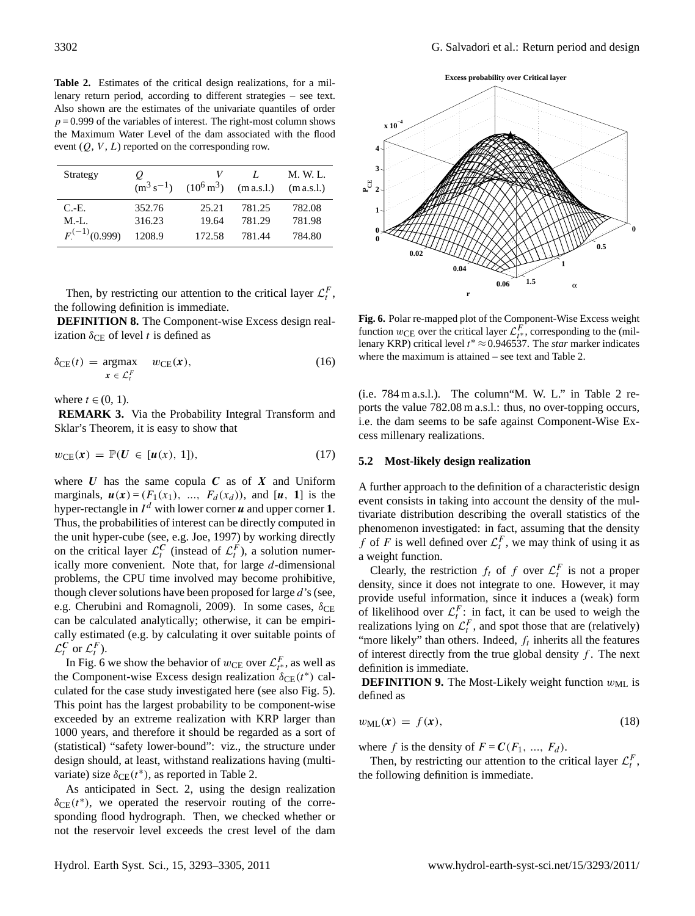**Table 2.** Estimates of the critical design realizations, for a millenary return period, according to different strategies – see text. Also shown are the estimates of the univariate quantiles of order $p = 0.999$ of the variables of interest. The right-most column shows the Maximum Water Level of the dam associated with the flood event $(Q, V, L)$ reported on the corresponding row.

| Strategy | $Q$ $(\mathrm{m^3\,s^{-1}})$ | $V$ $(10^6\,\mathrm{m^3})$ | $L$ (m a.s.l.) | M. W. L. (m a.s.l.) |
|---|---|---|---|---|
| C.-E. | 352.76 | 25.21 | 781.25 | 782.08 |
| M.-L. | 316.23 | 19.64 | 781.29 | 781.98 |
| $F_{\cdot}^{(-1)}(0.999)$ | 1208.9 | 172.58 | 781.44 | 784.80 |

Then, by restricting our attention to the critical layer $\mathcal{L}_t^F$, the following definition is immediate.

**DEFINITION 8.** The Component-wise Excess design realization $\delta_{\mathrm{CE}}$ of level $t$ is defined as

$$\delta_{\mathrm{CE}}(t) = \underset{\boldsymbol{x} \in \mathcal{L}_t^F}{\operatorname{argmax}} \quad w_{\mathrm{CE}}(\boldsymbol{x}), \tag{16}$$

where $t \in (0, 1)$.

**REMARK 3.** Via the Probability Integral Transform and Sklar's Theorem, it is easy to show that

$$w_{\mathrm{CE}}(\boldsymbol{x}) = \mathbb{P}(\boldsymbol{U} \in [\boldsymbol{u}(x), \mathbf{1}]), \tag{17}$$

where $\boldsymbol{U}$ has the same copula $\boldsymbol{C}$ as of $\boldsymbol{X}$ and Uniform marginals, $\boldsymbol{u}(\boldsymbol{x}) = (F_1(x_1), \ldots, F_d(x_d))$, and $[\boldsymbol{u}, \mathbf{1}]$ is the hyper-rectangle in $I^d$ with lower corner $\boldsymbol{u}$ and upper corner $\mathbf{1}$. Thus, the probabilities of interest can be directly computed in the unit hyper-cube (see, e.g. Joe, 1997) by working directly on the critical layer $\mathcal{L}_t^{\boldsymbol{C}}$ (instead of $\mathcal{L}_t^F$), a solution numerically more convenient. Note that, for large $d$-dimensional problems, the CPU time involved may become prohibitive, though clever solutions have been proposed for large $d$'s (see, e.g. Cherubini and Romagnoli, 2009). In some cases, $\delta_{\mathrm{CE}}$ can be calculated analytically; otherwise, it can be empirically estimated (e.g. by calculating it over suitable points of $\mathcal{L}_t^{\boldsymbol{C}}$ or $\mathcal{L}_t^F$).

In Fig. 6 we show the behavior of $w_{\mathrm{CE}}$ over $\mathcal{L}_{t^*}^F$, as well as the Component-wise Excess design realization $\delta_{\mathrm{CE}}(t^*)$ calculated for the case study investigated here (see also Fig. 5). This point has the largest probability to be component-wise exceeded by an extreme realization with KRP larger than 1000 years, and therefore it should be regarded as a sort of (statistical) "safety lower-bound": viz., the structure under design should, at least, withstand realizations having (multivariate) size $\delta_{\mathrm{CE}}(t^*)$, as reported in Table 2.

As anticipated in Sect. 2, using the design realization $\delta_{\mathrm{CE}}(t^*)$, we operated the reservoir routing of the corresponding flood hydrograph. Then, we checked whether or not the reservoir level exceeds the crest level of the dam (i.e. 784 m a.s.l.). The column"M. W. L." in Table 2 reports the value 782.08 m a.s.l.: thus, no over-topping occurs, i.e. the dam seems to be safe against Component-Wise Excess millenary realizations.

**Fig. 6.** Polar re-mapped plot of the Component-Wise Excess weight function $w_{\mathrm{CE}}$ over the critical layer $\mathcal{L}_{t^*}^F$, corresponding to the (millenary KRP) critical level $t^* \approx 0.946537$. The *star* marker indicates where the maximum is attained – see text and Table 2.

### 5.2 Most-likely design realization

A further approach to the definition of a characteristic design event consists in taking into account the density of the multivariate distribution describing the overall statistics of the phenomenon investigated: in fact, assuming that the density $f$ of $F$ is well defined over $\mathcal{L}_t^F$, we may think of using it as a weight function.

Clearly, the restriction $f_t$ of $f$ over $\mathcal{L}_t^F$ is not a proper density, since it does not integrate to one. However, it may provide useful information, since it induces a (weak) form of likelihood over $\mathcal{L}_t^F$: in fact, it can be used to weigh the realizations lying on $\mathcal{L}_t^F$, and spot those that are (relatively) "more likely" than others. Indeed, $f_t$ inherits all the features of interest directly from the true global density $f$. The next definition is immediate.

**DEFINITION 9.** The Most-Likely weight function $w_{\mathrm{ML}}$ is defined as

$$w_{\mathrm{ML}}(\boldsymbol{x}) = f(\boldsymbol{x}), \tag{18}$$

where $f$ is the density of $F = \boldsymbol{C}(F_1, \ldots, F_d)$.

Then, by restricting our attention to the critical layer $\mathcal{L}_t^F$, the following definition is immediate.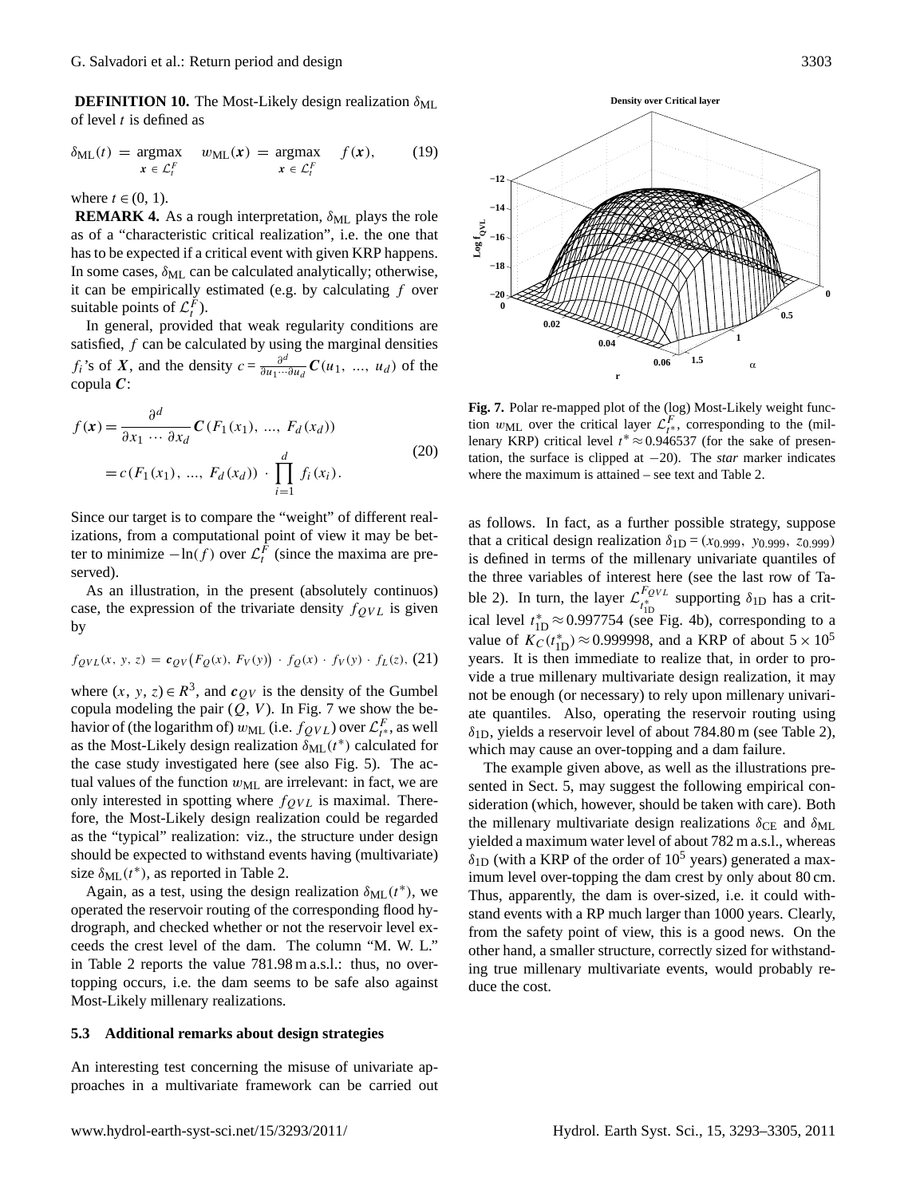**DEFINITION 10.** The Most-Likely design realization $\delta_{\text{ML}}$ of level $t$ is defined as

$$\delta_{\text{ML}}(t) = \underset{\boldsymbol{x} \in \mathcal{L}_t^F}{\text{argmax}} \quad w_{\text{ML}}(\boldsymbol{x}) = \underset{\boldsymbol{x} \in \mathcal{L}_t^F}{\text{argmax}} \quad f(\boldsymbol{x}), \tag{19}$$

where $t \in (0, 1)$.

**REMARK 4.** As a rough interpretation, $\delta_{\text{ML}}$ plays the role as of a "characteristic critical realization", i.e. the one that has to be expected if a critical event with given KRP happens. In some cases, $\delta_{\text{ML}}$ can be calculated analytically; otherwise, it can be empirically estimated (e.g. by calculating $f$ over suitable points of $\mathcal{L}_t^F$).

In general, provided that weak regularity conditions are satisfied, $f$ can be calculated by using the marginal densities $f_i$'s of $\boldsymbol{X}$, and the density $c = \frac{\partial^d}{\partial u_1 \cdots \partial u_d} \boldsymbol{C}(u_1, \ldots, u_d)$ of the copula $\boldsymbol{C}$:

$$\begin{aligned} f(\boldsymbol{x}) &= \frac{\partial^d}{\partial x_1 \cdots \partial x_d} \boldsymbol{C}(F_1(x_1), \ldots, F_d(x_d)) \\ &= c(F_1(x_1), \ldots, F_d(x_d)) \cdot \prod_{i=1}^{d} f_i(x_i). \end{aligned} \tag{20}$$

Since our target is to compare the "weight" of different realizations, from a computational point of view it may be better to minimize $-\ln(f)$ over $\mathcal{L}_t^F$ (since the maxima are preserved).

As an illustration, in the present (absolutely continuos) case, the expression of the trivariate density $f_{QVL}$ is given by

$$f_{QVL}(x, y, z) = \boldsymbol{c}_{QV}\big(F_Q(x), F_V(y)\big) \cdot f_Q(x) \cdot f_V(y) \cdot f_L(z), \tag{21}$$

where $(x, y, z) \in R^3$, and $\boldsymbol{c}_{QV}$ is the density of the Gumbel copula modeling the pair $(Q, V)$. In Fig. 7 we show the behavior of (the logarithm of) $w_{\text{ML}}$ (i.e. $f_{QVL}$) over $\mathcal{L}_{t^*}^F$, as well as the Most-Likely design realization $\delta_{\text{ML}}(t^*)$ calculated for the case study investigated here (see also Fig. 5). The actual values of the function $w_{\text{ML}}$ are irrelevant: in fact, we are only interested in spotting where $f_{QVL}$ is maximal. Therefore, the Most-Likely design realization could be regarded as the "typical" realization: viz., the structure under design should be expected to withstand events having (multivariate) size $\delta_{\text{ML}}(t^*)$, as reported in Table 2.

Again, as a test, using the design realization $\delta_{\text{ML}}(t^*)$, we operated the reservoir routing of the corresponding flood hydrograph, and checked whether or not the reservoir level exceeds the crest level of the dam. The column "M. W. L." in Table 2 reports the value 781.98 m a.s.l.: thus, no overtopping occurs, i.e. the dam seems to be safe also against Most-Likely millenary realizations.

### 5.3 Additional remarks about design strategies

An interesting test concerning the misuse of univariate approaches in a multivariate framework can be carried out as follows. In fact, as a further possible strategy, suppose that a critical design realization $\delta_{\text{1D}} = (x_{0.999}, y_{0.999}, z_{0.999})$ is defined in terms of the millenary univariate quantiles of the three variables of interest here (see the last row of Table 2). In turn, the layer $\mathcal{L}_{t_{\text{1D}}^*}^{F_{QVL}}$ supporting $\delta_{\text{1D}}$ has a critical level $t_{\text{1D}}^* \approx 0.997754$ (see Fig. 4b), corresponding to a value of $K_C(t_{\text{1D}}^*) \approx 0.999998$, and a KRP of about $5 \times 10^5$ years. It is then immediate to realize that, in order to provide a true millenary multivariate design realization, it may not be enough (or necessary) to rely upon millenary univariate quantiles. Also, operating the reservoir routing using $\delta_{\text{1D}}$, yields a reservoir level of about 784.80 m (see Table 2), which may cause an over-topping and a dam failure.

The example given above, as well as the illustrations presented in Sect. 5, may suggest the following empirical consideration (which, however, should be taken with care). Both the millenary multivariate design realizations $\delta_{\text{CE}}$ and $\delta_{\text{ML}}$ yielded a maximum water level of about 782 m a.s.l., whereas $\delta_{\text{1D}}$ (with a KRP of the order of $10^5$ years) generated a maximum level over-topping the dam crest by only about 80 cm. Thus, apparently, the dam is over-sized, i.e. it could withstand events with a RP much larger than 1000 years. Clearly, from the safety point of view, this is a good news. On the other hand, a smaller structure, correctly sized for withstanding true millenary multivariate events, would probably reduce the cost.

**Fig. 7.** Polar re-mapped plot of the (log) Most-Likely weight function $w_{\text{ML}}$ over the critical layer $\mathcal{L}_{t^*}^F$, corresponding to the (millenary KRP) critical level $t^* \approx 0.946537$ (for the sake of presentation, the surface is clipped at $-20$). The *star* marker indicates where the maximum is attained – see text and Table 2.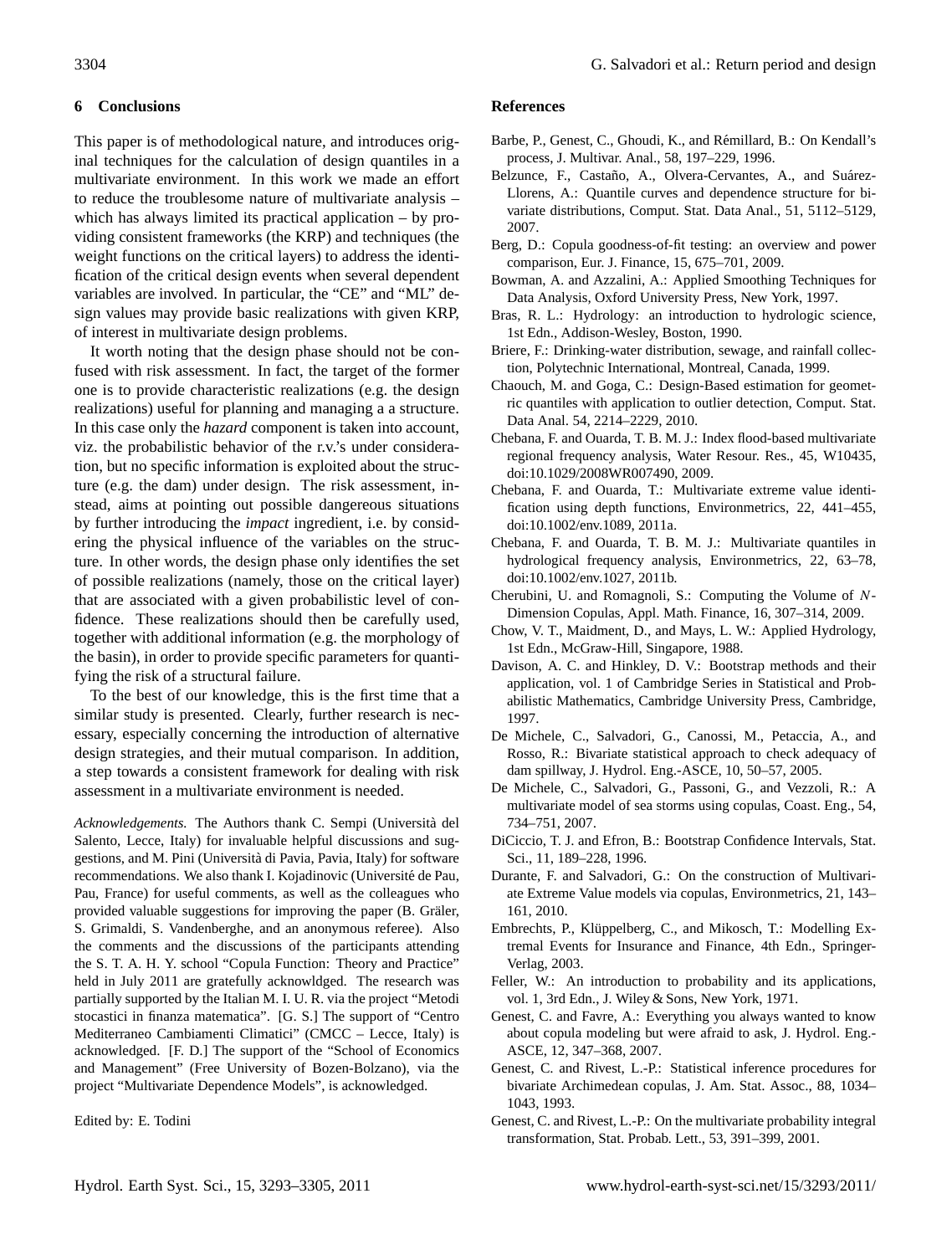## 6 Conclusions

This paper is of methodological nature, and introduces original techniques for the calculation of design quantiles in a multivariate environment. In this work we made an effort to reduce the troublesome nature of multivariate analysis – which has always limited its practical application – by providing consistent frameworks (the KRP) and techniques (the weight functions on the critical layers) to address the identification of the critical design events when several dependent variables are involved. In particular, the "CE" and "ML" design values may provide basic realizations with given KRP, of interest in multivariate design problems.

It worth noting that the design phase should not be confused with risk assessment. In fact, the target of the former one is to provide characteristic realizations (e.g. the design realizations) useful for planning and managing a a structure. In this case only the *hazard* component is taken into account, viz. the probabilistic behavior of the r.v.'s under consideration, but no specific information is exploited about the structure (e.g. the dam) under design. The risk assessment, instead, aims at pointing out possible dangereous situations by further introducing the *impact* ingredient, i.e. by considering the physical influence of the variables on the structure. In other words, the design phase only identifies the set of possible realizations (namely, those on the critical layer) that are associated with a given probabilistic level of confidence. These realizations should then be carefully used, together with additional information (e.g. the morphology of the basin), in order to provide specific parameters for quantifying the risk of a structural failure.

To the best of our knowledge, this is the first time that a similar study is presented. Clearly, further research is necessary, especially concerning the introduction of alternative design strategies, and their mutual comparison. In addition, a step towards a consistent framework for dealing with risk assessment in a multivariate environment is needed.

*Acknowledgements.* The Authors thank C. Sempi (Università del Salento, Lecce, Italy) for invaluable helpful discussions and suggestions, and M. Pini (Università di Pavia, Pavia, Italy) for software recommendations. We also thank I. Kojadinovic (Université de Pau, Pau, France) for useful comments, as well as the colleagues who provided valuable suggestions for improving the paper (B. Gräler, S. Grimaldi, S. Vandenberghe, and an anonymous referee). Also the comments and the discussions of the participants attending the S. T. A. H. Y. school "Copula Function: Theory and Practice" held in July 2011 are gratefully acknowldged. The research was partially supported by the Italian M. I. U. R. via the project "Metodi stocastici in finanza matematica". [G. S.] The support of "Centro Mediterraneo Cambiamenti Climatici" (CMCC – Lecce, Italy) is acknowledged. [F. D.] The support of the "School of Economics and Management" (Free University of Bozen-Bolzano), via the project "Multivariate Dependence Models", is acknowledged.

Edited by: E. Todini

## References

Barbe, P., Genest, C., Ghoudi, K., and Rémillard, B.: On Kendall's process, J. Multivar. Anal., 58, 197–229, 1996.

Belzunce, F., Castaño, A., Olvera-Cervantes, A., and Suárez-Llorens, A.: Quantile curves and dependence structure for bivariate distributions, Comput. Stat. Data Anal., 51, 5112–5129, 2007.

Berg, D.: Copula goodness-of-fit testing: an overview and power comparison, Eur. J. Finance, 15, 675–701, 2009.

Bowman, A. and Azzalini, A.: Applied Smoothing Techniques for Data Analysis, Oxford University Press, New York, 1997.

Bras, R. L.: Hydrology: an introduction to hydrologic science, 1st Edn., Addison-Wesley, Boston, 1990.

Briere, F.: Drinking-water distribution, sewage, and rainfall collection, Polytechnic International, Montreal, Canada, 1999.

Chaouch, M. and Goga, C.: Design-Based estimation for geometric quantiles with application to outlier detection, Comput. Stat. Data Anal. 54, 2214–2229, 2010.

Chebana, F. and Ouarda, T. B. M. J.: Index flood-based multivariate regional frequency analysis, Water Resour. Res., 45, W10435, doi:10.1029/2008WR007490, 2009.

Chebana, F. and Ouarda, T.: Multivariate extreme value identification using depth functions, Environmetrics, 22, 441–455, doi:10.1002/env.1089, 2011a.

Chebana, F. and Ouarda, T. B. M. J.: Multivariate quantiles in hydrological frequency analysis, Environmetrics, 22, 63–78, doi:10.1002/env.1027, 2011b.

Cherubini, U. and Romagnoli, S.: Computing the Volume of $N$-Dimension Copulas, Appl. Math. Finance, 16, 307–314, 2009.

Chow, V. T., Maidment, D., and Mays, L. W.: Applied Hydrology, 1st Edn., McGraw-Hill, Singapore, 1988.

Davison, A. C. and Hinkley, D. V.: Bootstrap methods and their application, vol. 1 of Cambridge Series in Statistical and Probabilistic Mathematics, Cambridge University Press, Cambridge, 1997.

De Michele, C., Salvadori, G., Canossi, M., Petaccia, A., and Rosso, R.: Bivariate statistical approach to check adequacy of dam spillway, J. Hydrol. Eng.-ASCE, 10, 50–57, 2005.

De Michele, C., Salvadori, G., Passoni, G., and Vezzoli, R.: A multivariate model of sea storms using copulas, Coast. Eng., 54, 734–751, 2007.

DiCiccio, T. J. and Efron, B.: Bootstrap Confidence Intervals, Stat. Sci., 11, 189–228, 1996.

Durante, F. and Salvadori, G.: On the construction of Multivariate Extreme Value models via copulas, Environmetrics, 21, 143–161, 2010.

Embrechts, P., Klüppelberg, C., and Mikosch, T.: Modelling Extremal Events for Insurance and Finance, 4th Edn., Springer-Verlag, 2003.

Feller, W.: An introduction to probability and its applications, vol. 1, 3rd Edn., J. Wiley & Sons, New York, 1971.

Genest, C. and Favre, A.: Everything you always wanted to know about copula modeling but were afraid to ask, J. Hydrol. Eng.-ASCE, 12, 347–368, 2007.

Genest, C. and Rivest, L.-P.: Statistical inference procedures for bivariate Archimedean copulas, J. Am. Stat. Assoc., 88, 1034–1043, 1993.

Genest, C. and Rivest, L.-P.: On the multivariate probability integral transformation, Stat. Probab. Lett., 53, 391–399, 2001.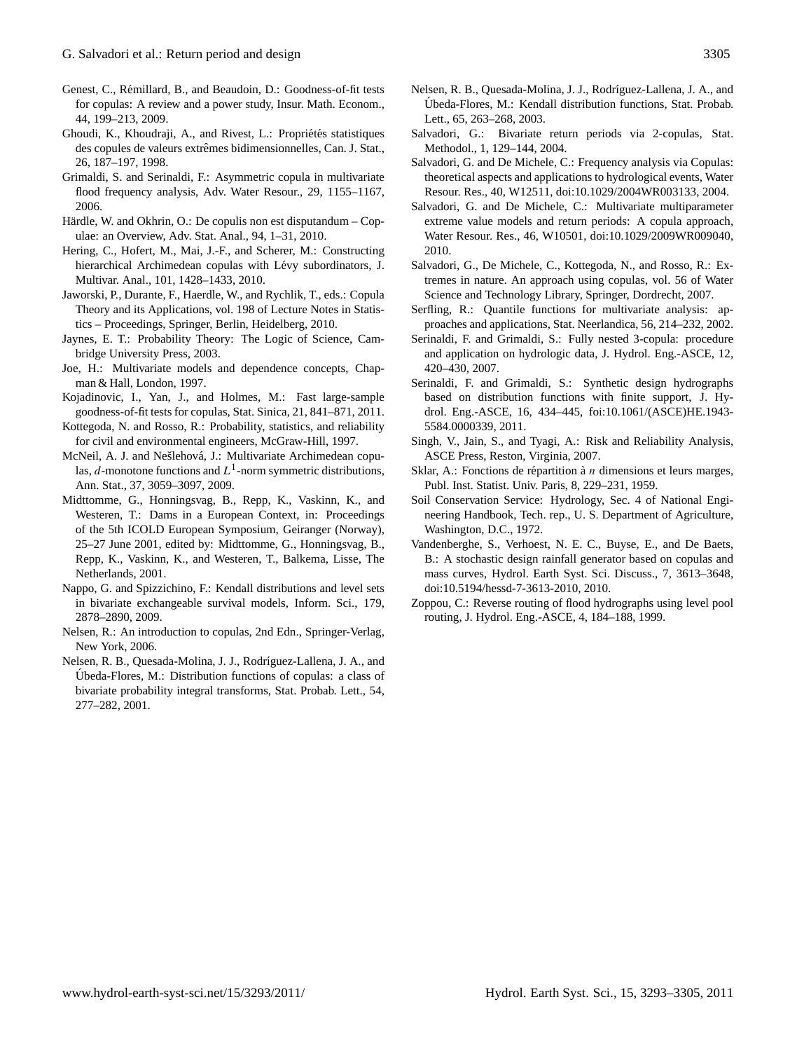Genest, C., Rémillard, B., and Beaudoin, D.: Goodness-of-fit tests for copulas: A review and a power study, Insur. Math. Econom., 44, 199–213, 2009.

Ghoudi, K., Khoudraji, A., and Rivest, L.: Propriétés statistiques des copules de valeurs extrêmes bidimensionnelles, Can. J. Stat., 26, 187–197, 1998.

Grimaldi, S. and Serinaldi, F.: Asymmetric copula in multivariate flood frequency analysis, Adv. Water Resour., 29, 1155–1167, 2006.

Härdle, W. and Okhrin, O.: De copulis non est disputandum – Copulae: an Overview, Adv. Stat. Anal., 94, 1–31, 2010.

Hering, C., Hofert, M., Mai, J.-F., and Scherer, M.: Constructing hierarchical Archimedean copulas with Lévy subordinators, J. Multivar. Anal., 101, 1428–1433, 2010.

Jaworski, P., Durante, F., Haerdle, W., and Rychlik, T., eds.: Copula Theory and its Applications, vol. 198 of Lecture Notes in Statistics – Proceedings, Springer, Berlin, Heidelberg, 2010.

Jaynes, E. T.: Probability Theory: The Logic of Science, Cambridge University Press, 2003.

Joe, H.: Multivariate models and dependence concepts, Chapman & Hall, London, 1997.

Kojadinovic, I., Yan, J., and Holmes, M.: Fast large-sample goodness-of-fit tests for copulas, Stat. Sinica, 21, 841–871, 2011.

Kottegoda, N. and Rosso, R.: Probability, statistics, and reliability for civil and environmental engineers, McGraw-Hill, 1997.

McNeil, A. J. and Nešlehová, J.: Multivariate Archimedean copulas, $d$-monotone functions and $L^1$-norm symmetric distributions, Ann. Stat., 37, 3059–3097, 2009.

Midttomme, G., Honningsvag, B., Repp, K., Vaskinn, K., and Westeren, T.: Dams in a European Context, in: Proceedings of the 5th ICOLD European Symposium, Geiranger (Norway), 25–27 June 2001, edited by: Midttomme, G., Honningsvag, B., Repp, K., Vaskinn, K., and Westeren, T., Balkema, Lisse, The Netherlands, 2001.

Nappo, G. and Spizzichino, F.: Kendall distributions and level sets in bivariate exchangeable survival models, Inform. Sci., 179, 2878–2890, 2009.

Nelsen, R.: An introduction to copulas, 2nd Edn., Springer-Verlag, New York, 2006.

Nelsen, R. B., Quesada-Molina, J. J., Rodríguez-Lallena, J. A., and Úbeda-Flores, M.: Distribution functions of copulas: a class of bivariate probability integral transforms, Stat. Probab. Lett., 54, 277–282, 2001.

Nelsen, R. B., Quesada-Molina, J. J., Rodríguez-Lallena, J. A., and Úbeda-Flores, M.: Kendall distribution functions, Stat. Probab. Lett., 65, 263–268, 2003.

Salvadori, G.: Bivariate return periods via 2-copulas, Stat. Methodol., 1, 129–144, 2004.

Salvadori, G. and De Michele, C.: Frequency analysis via Copulas: theoretical aspects and applications to hydrological events, Water Resour. Res., 40, W12511, doi:10.1029/2004WR003133, 2004.

Salvadori, G. and De Michele, C.: Multivariate multiparameter extreme value models and return periods: A copula approach, Water Resour. Res., 46, W10501, doi:10.1029/2009WR009040, 2010.

Salvadori, G., De Michele, C., Kottegoda, N., and Rosso, R.: Extremes in nature. An approach using copulas, vol. 56 of Water Science and Technology Library, Springer, Dordrecht, 2007.

Serfling, R.: Quantile functions for multivariate analysis: approaches and applications, Stat. Neerlandica, 56, 214–232, 2002.

Serinaldi, F. and Grimaldi, S.: Fully nested 3-copula: procedure and application on hydrologic data, J. Hydrol. Eng.-ASCE, 12, 420–430, 2007.

Serinaldi, F. and Grimaldi, S.: Synthetic design hydrographs based on distribution functions with finite support, J. Hydrol. Eng.-ASCE, 16, 434–445, foi:10.1061/(ASCE)HE.1943-5584.0000339, 2011.

Singh, V., Jain, S., and Tyagi, A.: Risk and Reliability Analysis, ASCE Press, Reston, Virginia, 2007.

Sklar, A.: Fonctions de répartition à $n$ dimensions et leurs marges, Publ. Inst. Statist. Univ. Paris, 8, 229–231, 1959.

Soil Conservation Service: Hydrology, Sec. 4 of National Engineering Handbook, Tech. rep., U. S. Department of Agriculture, Washington, D.C., 1972.

Vandenberghe, S., Verhoest, N. E. C., Buyse, E., and De Baets, B.: A stochastic design rainfall generator based on copulas and mass curves, Hydrol. Earth Syst. Sci. Discuss., 7, 3613–3648, doi:10.5194/hessd-7-3613-2010, 2010.

Zoppou, C.: Reverse routing of flood hydrographs using level pool routing, J. Hydrol. Eng.-ASCE, 4, 184–188, 1999.